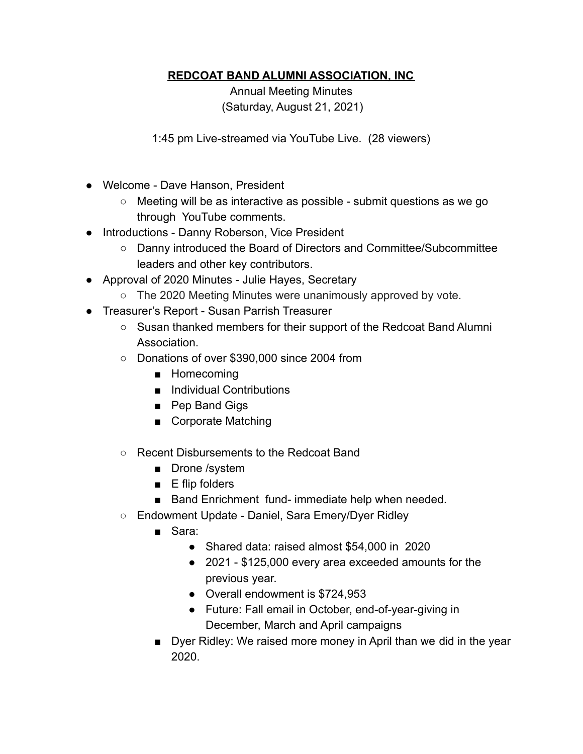**<u>REDCOAT BAND ALUMNI ASSOCIATION, INC</u>**

Annual Meeting Minutes
(Saturday, August 21, 2021)

1:45 pm Live-streamed via YouTube Live. (28 viewers)

- Welcome - Dave Hanson, President
  - Meeting will be as interactive as possible - submit questions as we go through YouTube comments.
- Introductions - Danny Roberson, Vice President
  - Danny introduced the Board of Directors and Committee/Subcommittee leaders and other key contributors.
- Approval of 2020 Minutes - Julie Hayes, Secretary
  - The 2020 Meeting Minutes were unanimously approved by vote.
- Treasurer's Report - Susan Parrish Treasurer
  - Susan thanked members for their support of the Redcoat Band Alumni Association.
  - Donations of over $390,000 since 2004 from
    - Homecoming
    - Individual Contributions
    - Pep Band Gigs
    - Corporate Matching
  - Recent Disbursements to the Redcoat Band
    - Drone /system
    - E flip folders
    - Band Enrichment fund- immediate help when needed.
  - Endowment Update - Daniel, Sara Emery/Dyer Ridley
    - Sara:
      - Shared data: raised almost $54,000 in 2020
      - 2021 - $125,000 every area exceeded amounts for the previous year.
      - Overall endowment is $724,953
      - Future: Fall email in October, end-of-year-giving in December, March and April campaigns
    - Dyer Ridley: We raised more money in April than we did in the year 2020.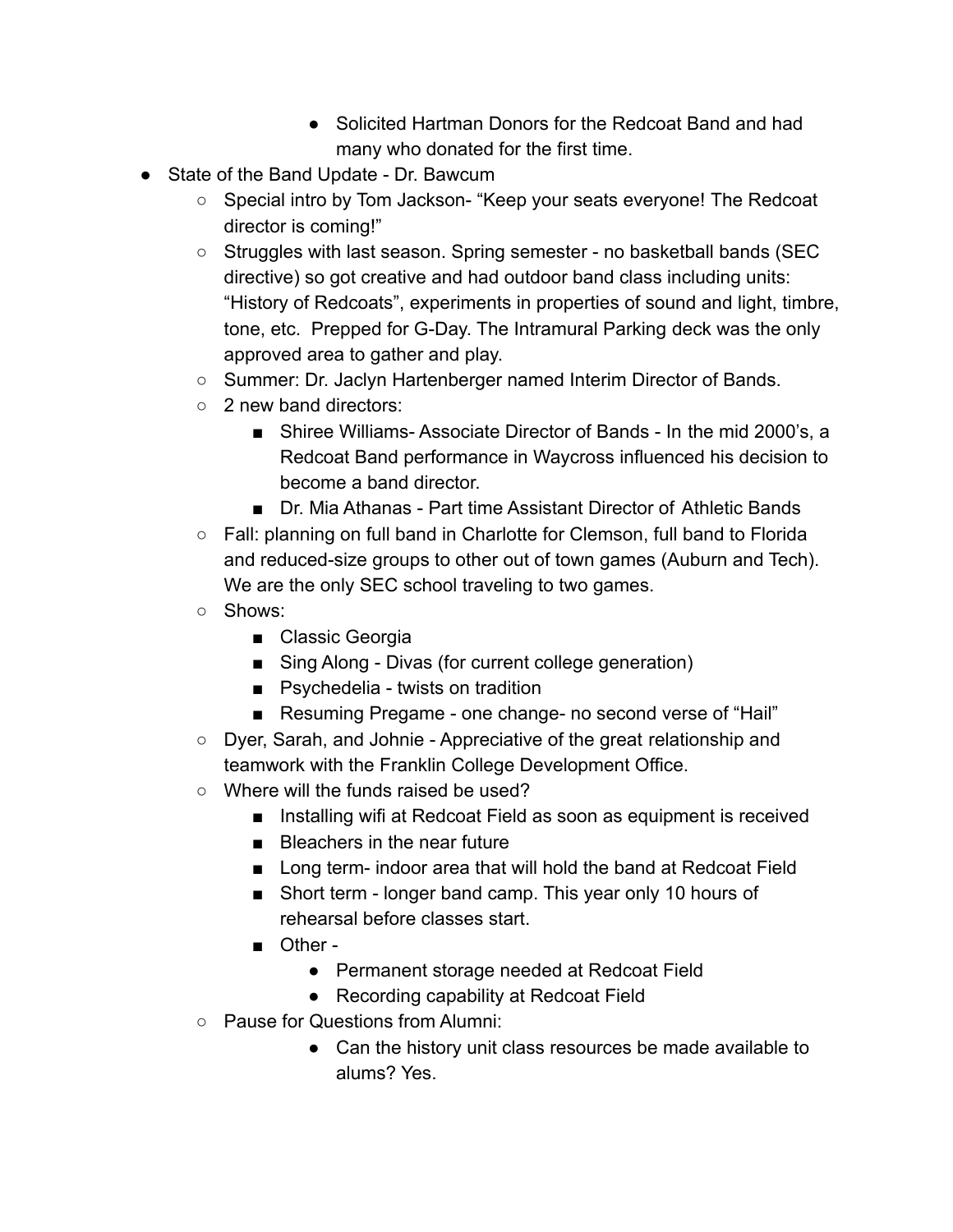- Solicited Hartman Donors for the Redcoat Band and had many who donated for the first time.
- State of the Band Update - Dr. Bawcum
    - Special intro by Tom Jackson- "Keep your seats everyone! The Redcoat director is coming!"
    - Struggles with last season. Spring semester - no basketball bands (SEC directive) so got creative and had outdoor band class including units: "History of Redcoats", experiments in properties of sound and light, timbre, tone, etc. Prepped for G-Day. The Intramural Parking deck was the only approved area to gather and play.
    - Summer: Dr. Jaclyn Hartenberger named Interim Director of Bands.
    - 2 new band directors:
        - Shiree Williams- Associate Director of Bands - In the mid 2000's, a Redcoat Band performance in Waycross influenced his decision to become a band director.
        - Dr. Mia Athanas - Part time Assistant Director of Athletic Bands
    - Fall: planning on full band in Charlotte for Clemson, full band to Florida and reduced-size groups to other out of town games (Auburn and Tech). We are the only SEC school traveling to two games.
    - Shows:
        - Classic Georgia
        - Sing Along - Divas (for current college generation)
        - Psychedelia - twists on tradition
        - Resuming Pregame - one change- no second verse of "Hail"
    - Dyer, Sarah, and Johnie - Appreciative of the great relationship and teamwork with the Franklin College Development Office.
    - Where will the funds raised be used?
        - Installing wifi at Redcoat Field as soon as equipment is received
        - Bleachers in the near future
        - Long term- indoor area that will hold the band at Redcoat Field
        - Short term - longer band camp. This year only 10 hours of rehearsal before classes start.
        - Other -
            - Permanent storage needed at Redcoat Field
            - Recording capability at Redcoat Field
    - Pause for Questions from Alumni:
            - Can the history unit class resources be made available to alums? Yes.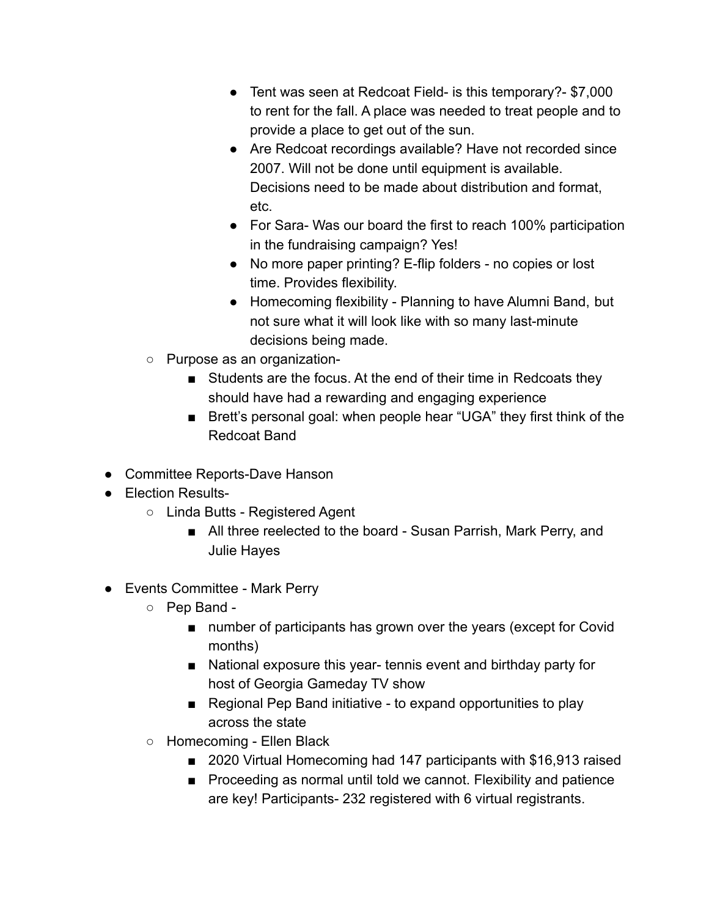- Tent was seen at Redcoat Field- is this temporary?- $7,000 to rent for the fall. A place was needed to treat people and to provide a place to get out of the sun.
        - Are Redcoat recordings available? Have not recorded since 2007. Will not be done until equipment is available. Decisions need to be made about distribution and format, etc.
        - For Sara- Was our board the first to reach 100% participation in the fundraising campaign? Yes!
        - No more paper printing? E-flip folders - no copies or lost time. Provides flexibility.
        - Homecoming flexibility - Planning to have Alumni Band, but not sure what it will look like with so many last-minute decisions being made.
    - Purpose as an organization-
        - Students are the focus. At the end of their time in Redcoats they should have had a rewarding and engaging experience
        - Brett's personal goal: when people hear "UGA" they first think of the Redcoat Band

- Committee Reports-Dave Hanson
- Election Results-
    - Linda Butts - Registered Agent
        - All three reelected to the board - Susan Parrish, Mark Perry, and Julie Hayes

- Events Committee - Mark Perry
    - Pep Band -
        - number of participants has grown over the years (except for Covid months)
        - National exposure this year- tennis event and birthday party for host of Georgia Gameday TV show
        - Regional Pep Band initiative - to expand opportunities to play across the state
    - Homecoming - Ellen Black
        - 2020 Virtual Homecoming had 147 participants with $16,913 raised
        - Proceeding as normal until told we cannot. Flexibility and patience are key! Participants- 232 registered with 6 virtual registrants.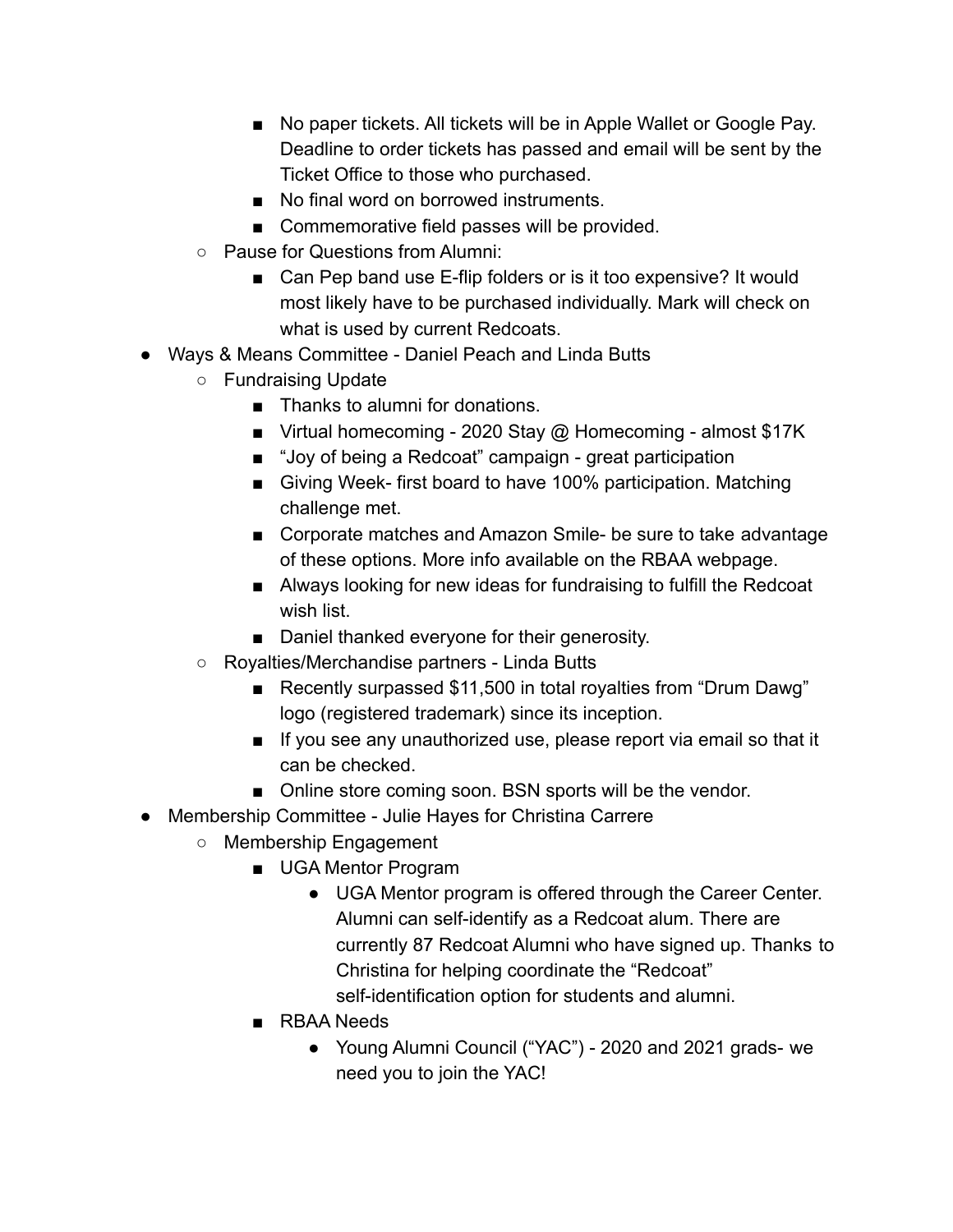- No paper tickets. All tickets will be in Apple Wallet or Google Pay. Deadline to order tickets has passed and email will be sent by the Ticket Office to those who purchased.
        - No final word on borrowed instruments.
        - Commemorative field passes will be provided.
    - Pause for Questions from Alumni:
        - Can Pep band use E-flip folders or is it too expensive? It would most likely have to be purchased individually. Mark will check on what is used by current Redcoats.
- Ways & Means Committee - Daniel Peach and Linda Butts
    - Fundraising Update
        - Thanks to alumni for donations.
        - Virtual homecoming - 2020 Stay @ Homecoming - almost $17K
        - "Joy of being a Redcoat" campaign - great participation
        - Giving Week- first board to have 100% participation. Matching challenge met.
        - Corporate matches and Amazon Smile- be sure to take advantage of these options. More info available on the RBAA webpage.
        - Always looking for new ideas for fundraising to fulfill the Redcoat wish list.
        - Daniel thanked everyone for their generosity.
    - Royalties/Merchandise partners - Linda Butts
        - Recently surpassed $11,500 in total royalties from "Drum Dawg" logo (registered trademark) since its inception.
        - If you see any unauthorized use, please report via email so that it can be checked.
        - Online store coming soon. BSN sports will be the vendor.
- Membership Committee - Julie Hayes for Christina Carrere
    - Membership Engagement
        - UGA Mentor Program
            - UGA Mentor program is offered through the Career Center. Alumni can self-identify as a Redcoat alum. There are currently 87 Redcoat Alumni who have signed up. Thanks to Christina for helping coordinate the "Redcoat" self-identification option for students and alumni.
        - RBAA Needs
            - Young Alumni Council ("YAC") - 2020 and 2021 grads- we need you to join the YAC!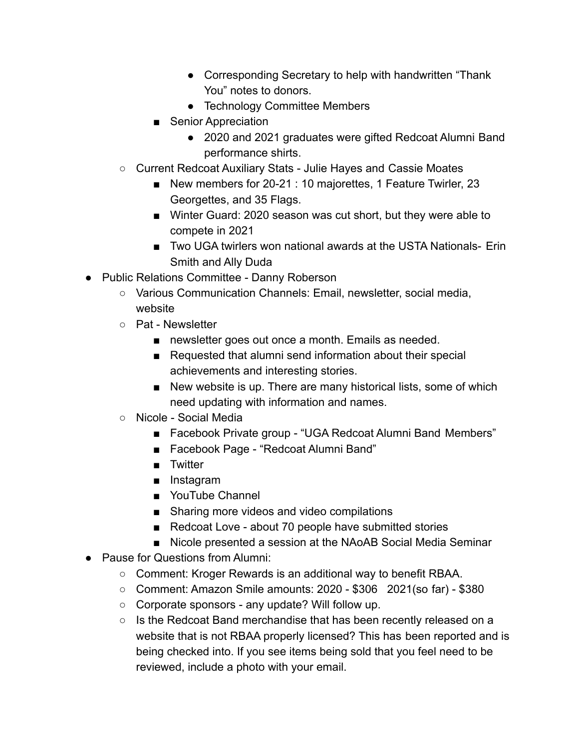- Corresponding Secretary to help with handwritten "Thank You" notes to donors.
        - Technology Committee Members
      - Senior Appreciation
        - 2020 and 2021 graduates were gifted Redcoat Alumni Band performance shirts.
  - Current Redcoat Auxiliary Stats - Julie Hayes and Cassie Moates
    - New members for 20-21 : 10 majorettes, 1 Feature Twirler, 23 Georgettes, and 35 Flags.
    - Winter Guard: 2020 season was cut short, but they were able to compete in 2021
    - Two UGA twirlers won national awards at the USTA Nationals- Erin Smith and Ally Duda
- Public Relations Committee - Danny Roberson
  - Various Communication Channels: Email, newsletter, social media, website
  - Pat - Newsletter
    - newsletter goes out once a month. Emails as needed.
    - Requested that alumni send information about their special achievements and interesting stories.
    - New website is up. There are many historical lists, some of which need updating with information and names.
  - Nicole - Social Media
    - Facebook Private group - "UGA Redcoat Alumni Band Members"
    - Facebook Page - "Redcoat Alumni Band"
    - Twitter
    - Instagram
    - YouTube Channel
    - Sharing more videos and video compilations
    - Redcoat Love - about 70 people have submitted stories
    - Nicole presented a session at the NAoAB Social Media Seminar
- Pause for Questions from Alumni:
  - Comment: Kroger Rewards is an additional way to benefit RBAA.
  - Comment: Amazon Smile amounts: 2020 - $306   2021(so far) - $380
  - Corporate sponsors - any update? Will follow up.
  - Is the Redcoat Band merchandise that has been recently released on a website that is not RBAA properly licensed? This has been reported and is being checked into. If you see items being sold that you feel need to be reviewed, include a photo with your email.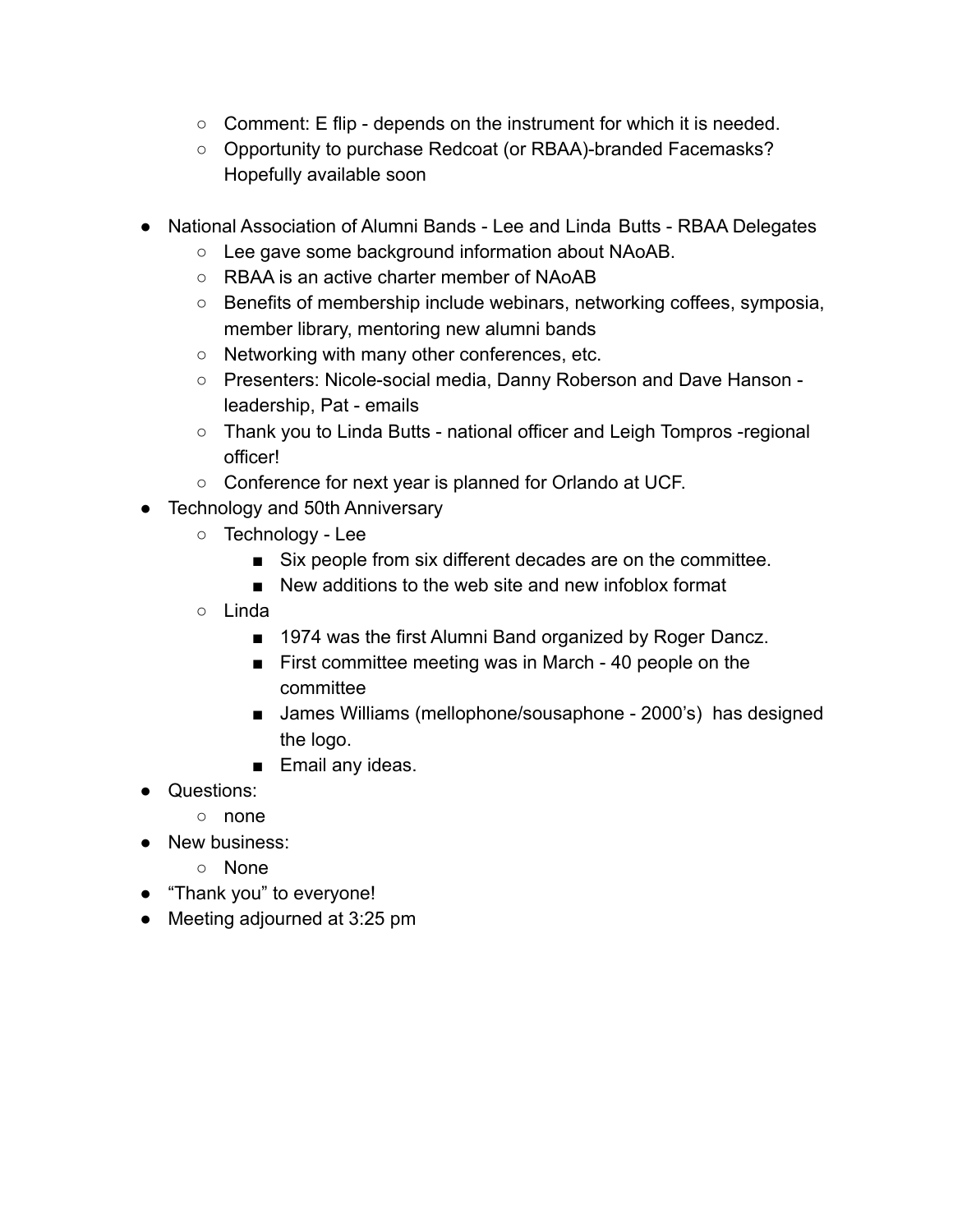- Comment: E flip - depends on the instrument for which it is needed.
    - Opportunity to purchase Redcoat (or RBAA)-branded Facemasks? Hopefully available soon

- National Association of Alumni Bands - Lee and Linda Butts - RBAA Delegates
    - Lee gave some background information about NAoAB.
    - RBAA is an active charter member of NAoAB
    - Benefits of membership include webinars, networking coffees, symposia, member library, mentoring new alumni bands
    - Networking with many other conferences, etc.
    - Presenters: Nicole-social media, Danny Roberson and Dave Hanson - leadership, Pat - emails
    - Thank you to Linda Butts - national officer and Leigh Tompros -regional officer!
    - Conference for next year is planned for Orlando at UCF.
- Technology and 50th Anniversary
    - Technology - Lee
        - Six people from six different decades are on the committee.
        - New additions to the web site and new infoblox format
    - Linda
        - 1974 was the first Alumni Band organized by Roger Dancz.
        - First committee meeting was in March - 40 people on the committee
        - James Williams (mellophone/sousaphone - 2000's) has designed the logo.
        - Email any ideas.
- Questions:
    - none
- New business:
    - None
- "Thank you" to everyone!
- Meeting adjourned at 3:25 pm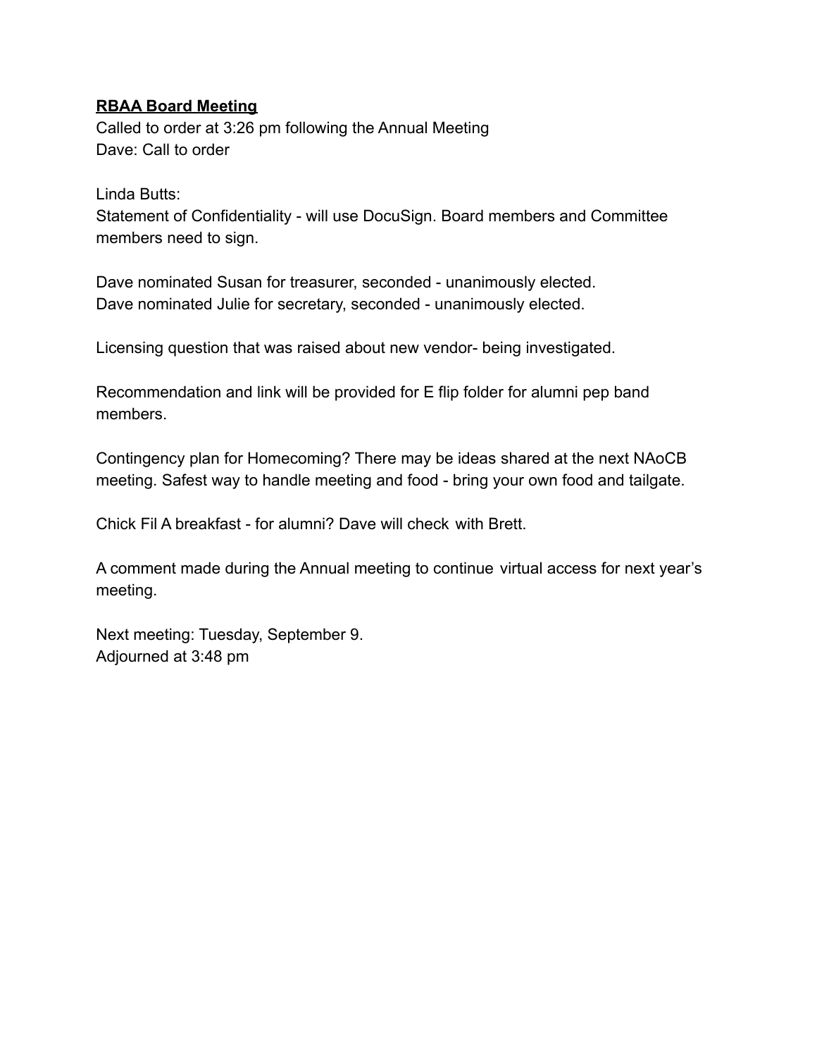**RBAA Board Meeting**

Called to order at 3:26 pm following the Annual Meeting
Dave: Call to order

Linda Butts:
Statement of Confidentiality - will use DocuSign. Board members and Committee members need to sign.

Dave nominated Susan for treasurer, seconded - unanimously elected.
Dave nominated Julie for secretary, seconded - unanimously elected.

Licensing question that was raised about new vendor- being investigated.

Recommendation and link will be provided for E flip folder for alumni pep band members.

Contingency plan for Homecoming? There may be ideas shared at the next NAoCB meeting. Safest way to handle meeting and food - bring your own food and tailgate.

Chick Fil A breakfast - for alumni? Dave will check with Brett.

A comment made during the Annual meeting to continue virtual access for next year's meeting.

Next meeting: Tuesday, September 9.
Adjourned at 3:48 pm